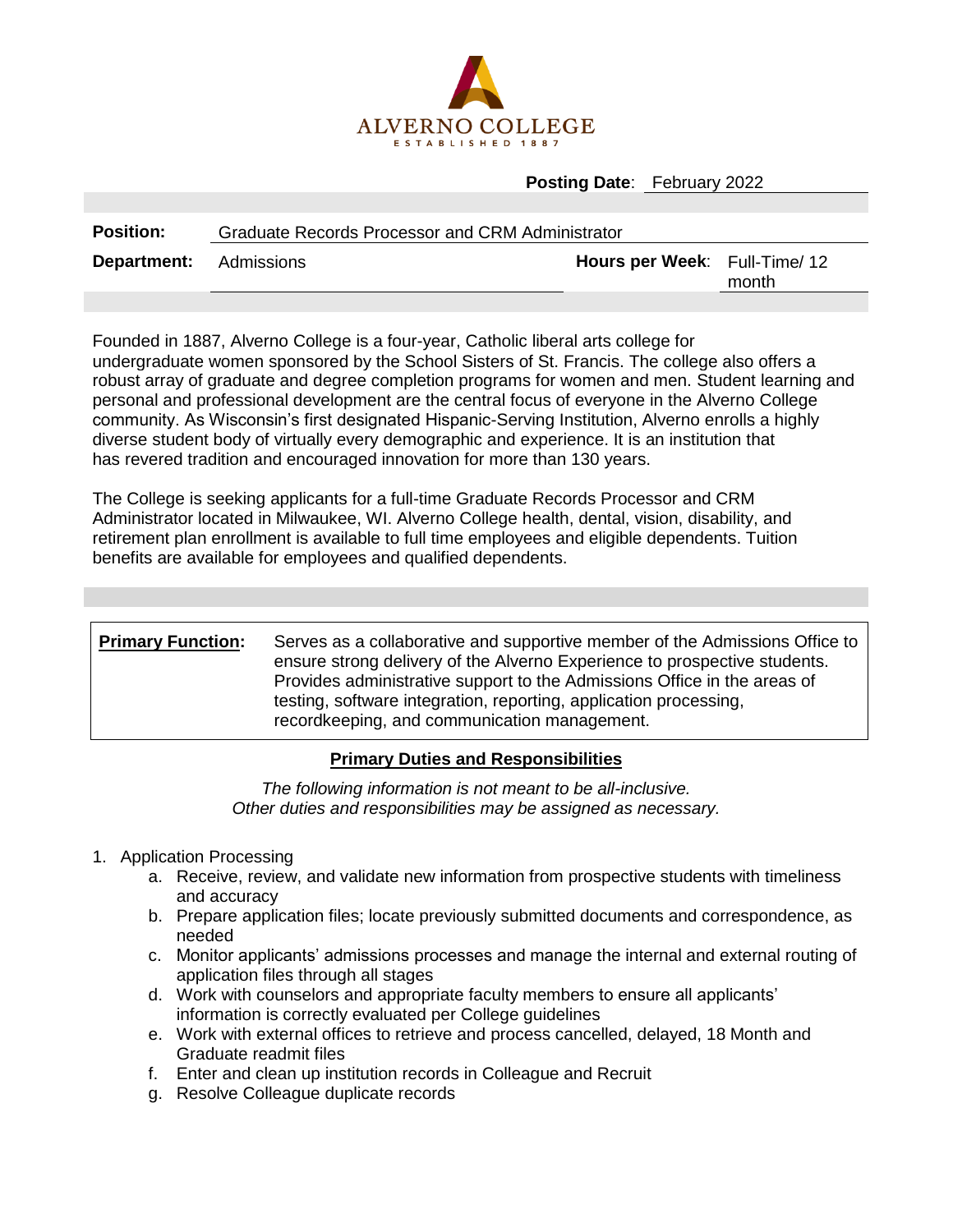ALVERNO COLLEGE
ESTABLISHED 1887

**Posting Date**: February 2022

| | | | |
|---|---|---|---|
| **Position:** | Graduate Records Processor and CRM Administrator | | |
| **Department:** | Admissions | **Hours per Week**: | Full-Time/ 12 month |

Founded in 1887, Alverno College is a four-year, Catholic liberal arts college for undergraduate women sponsored by the School Sisters of St. Francis. The college also offers a robust array of graduate and degree completion programs for women and men. Student learning and personal and professional development are the central focus of everyone in the Alverno College community. As Wisconsin's first designated Hispanic-Serving Institution, Alverno enrolls a highly diverse student body of virtually every demographic and experience. It is an institution that has revered tradition and encouraged innovation for more than 130 years.

The College is seeking applicants for a full-time Graduate Records Processor and CRM Administrator located in Milwaukee, WI. Alverno College health, dental, vision, disability, and retirement plan enrollment is available to full time employees and eligible dependents. Tuition benefits are available for employees and qualified dependents.

**Primary Function:** Serves as a collaborative and supportive member of the Admissions Office to ensure strong delivery of the Alverno Experience to prospective students. Provides administrative support to the Admissions Office in the areas of testing, software integration, reporting, application processing, recordkeeping, and communication management.

## Primary Duties and Responsibilities

*The following information is not meant to be all-inclusive.*
*Other duties and responsibilities may be assigned as necessary.*

1. Application Processing
    a. Receive, review, and validate new information from prospective students with timeliness and accuracy
    b. Prepare application files; locate previously submitted documents and correspondence, as needed
    c. Monitor applicants' admissions processes and manage the internal and external routing of application files through all stages
    d. Work with counselors and appropriate faculty members to ensure all applicants' information is correctly evaluated per College guidelines
    e. Work with external offices to retrieve and process cancelled, delayed, 18 Month and Graduate readmit files
    f. Enter and clean up institution records in Colleague and Recruit
    g. Resolve Colleague duplicate records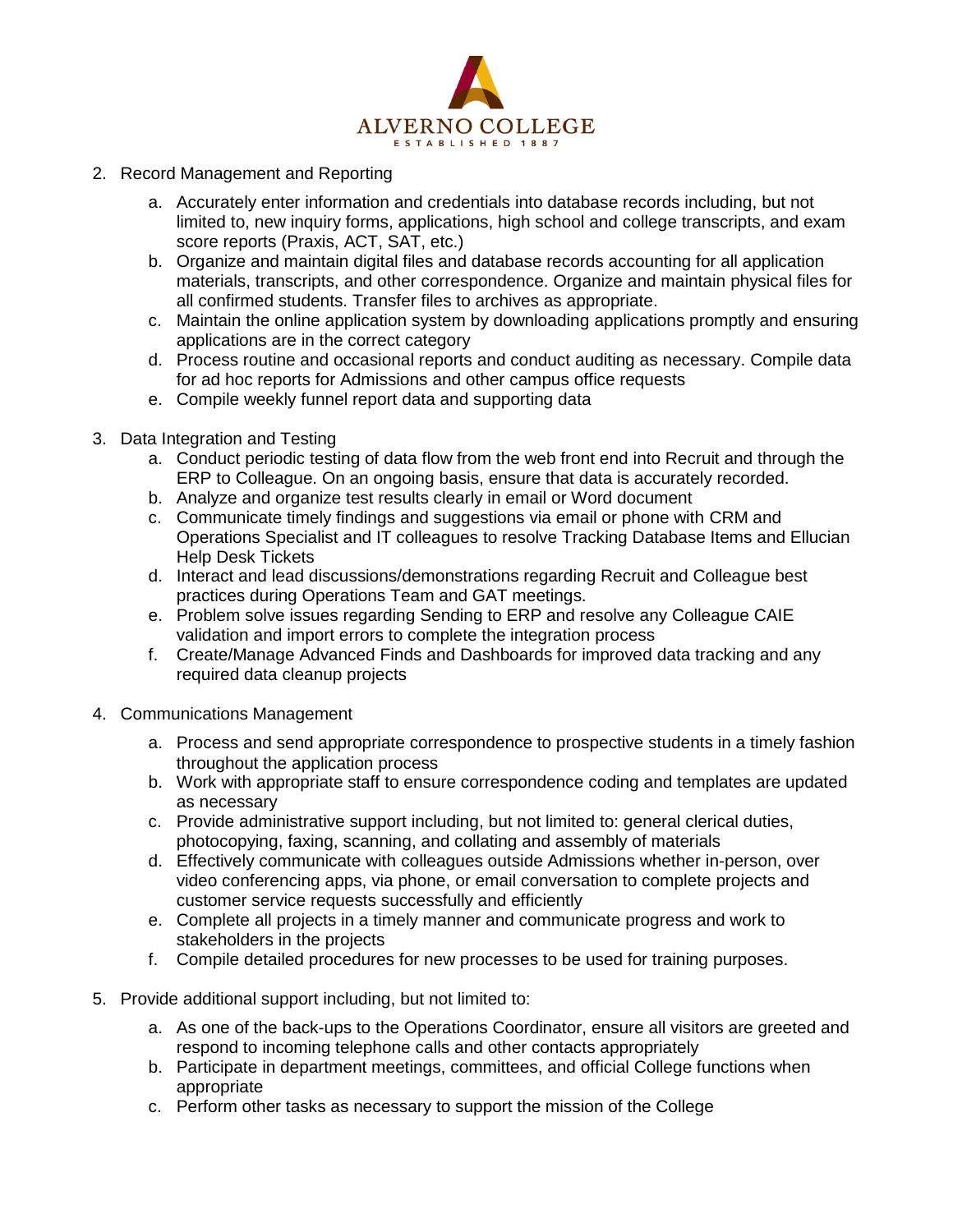2. Record Management and Reporting
    a. Accurately enter information and credentials into database records including, but not limited to, new inquiry forms, applications, high school and college transcripts, and exam score reports (Praxis, ACT, SAT, etc.)
    b. Organize and maintain digital files and database records accounting for all application materials, transcripts, and other correspondence. Organize and maintain physical files for all confirmed students. Transfer files to archives as appropriate.
    c. Maintain the online application system by downloading applications promptly and ensuring applications are in the correct category
    d. Process routine and occasional reports and conduct auditing as necessary. Compile data for ad hoc reports for Admissions and other campus office requests
    e. Compile weekly funnel report data and supporting data

3. Data Integration and Testing
    a. Conduct periodic testing of data flow from the web front end into Recruit and through the ERP to Colleague. On an ongoing basis, ensure that data is accurately recorded.
    b. Analyze and organize test results clearly in email or Word document
    c. Communicate timely findings and suggestions via email or phone with CRM and Operations Specialist and IT colleagues to resolve Tracking Database Items and Ellucian Help Desk Tickets
    d. Interact and lead discussions/demonstrations regarding Recruit and Colleague best practices during Operations Team and GAT meetings.
    e. Problem solve issues regarding Sending to ERP and resolve any Colleague CAIE validation and import errors to complete the integration process
    f. Create/Manage Advanced Finds and Dashboards for improved data tracking and any required data cleanup projects

4. Communications Management
    a. Process and send appropriate correspondence to prospective students in a timely fashion throughout the application process
    b. Work with appropriate staff to ensure correspondence coding and templates are updated as necessary
    c. Provide administrative support including, but not limited to: general clerical duties, photocopying, faxing, scanning, and collating and assembly of materials
    d. Effectively communicate with colleagues outside Admissions whether in-person, over video conferencing apps, via phone, or email conversation to complete projects and customer service requests successfully and efficiently
    e. Complete all projects in a timely manner and communicate progress and work to stakeholders in the projects
    f. Compile detailed procedures for new processes to be used for training purposes.

5. Provide additional support including, but not limited to:
    a. As one of the back-ups to the Operations Coordinator, ensure all visitors are greeted and respond to incoming telephone calls and other contacts appropriately
    b. Participate in department meetings, committees, and official College functions when appropriate
    c. Perform other tasks as necessary to support the mission of the College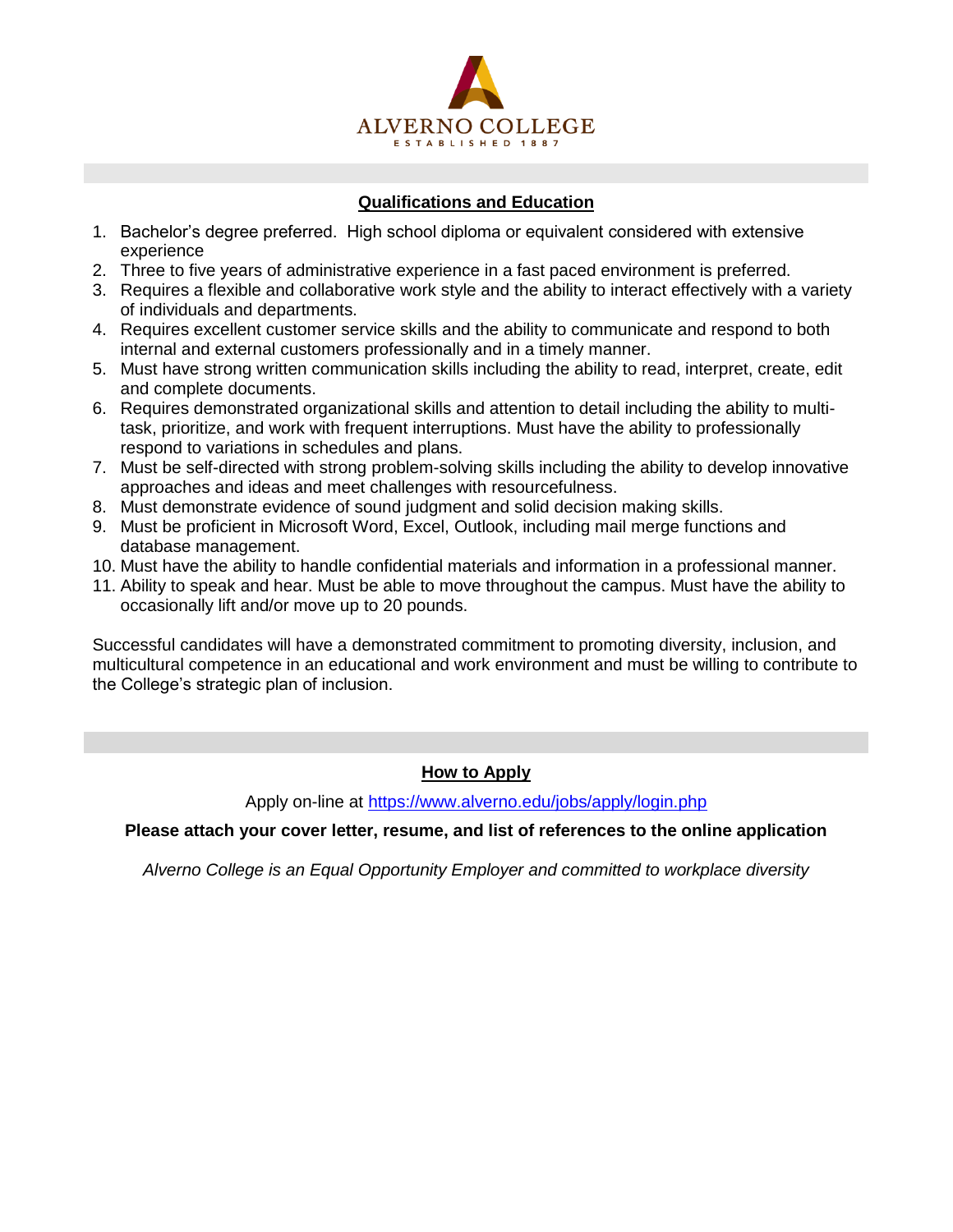ALVERNO COLLEGE

ESTABLISHED 1887

## Qualifications and Education

1. Bachelor's degree preferred. High school diploma or equivalent considered with extensive experience
2. Three to five years of administrative experience in a fast paced environment is preferred.
3. Requires a flexible and collaborative work style and the ability to interact effectively with a variety of individuals and departments.
4. Requires excellent customer service skills and the ability to communicate and respond to both internal and external customers professionally and in a timely manner.
5. Must have strong written communication skills including the ability to read, interpret, create, edit and complete documents.
6. Requires demonstrated organizational skills and attention to detail including the ability to multi-task, prioritize, and work with frequent interruptions. Must have the ability to professionally respond to variations in schedules and plans.
7. Must be self-directed with strong problem-solving skills including the ability to develop innovative approaches and ideas and meet challenges with resourcefulness.
8. Must demonstrate evidence of sound judgment and solid decision making skills.
9. Must be proficient in Microsoft Word, Excel, Outlook, including mail merge functions and database management.
10. Must have the ability to handle confidential materials and information in a professional manner.
11. Ability to speak and hear. Must be able to move throughout the campus. Must have the ability to occasionally lift and/or move up to 20 pounds.

Successful candidates will have a demonstrated commitment to promoting diversity, inclusion, and multicultural competence in an educational and work environment and must be willing to contribute to the College's strategic plan of inclusion.

## How to Apply

Apply on-line at https://www.alverno.edu/jobs/apply/login.php

**Please attach your cover letter, resume, and list of references to the online application**

*Alverno College is an Equal Opportunity Employer and committed to workplace diversity*